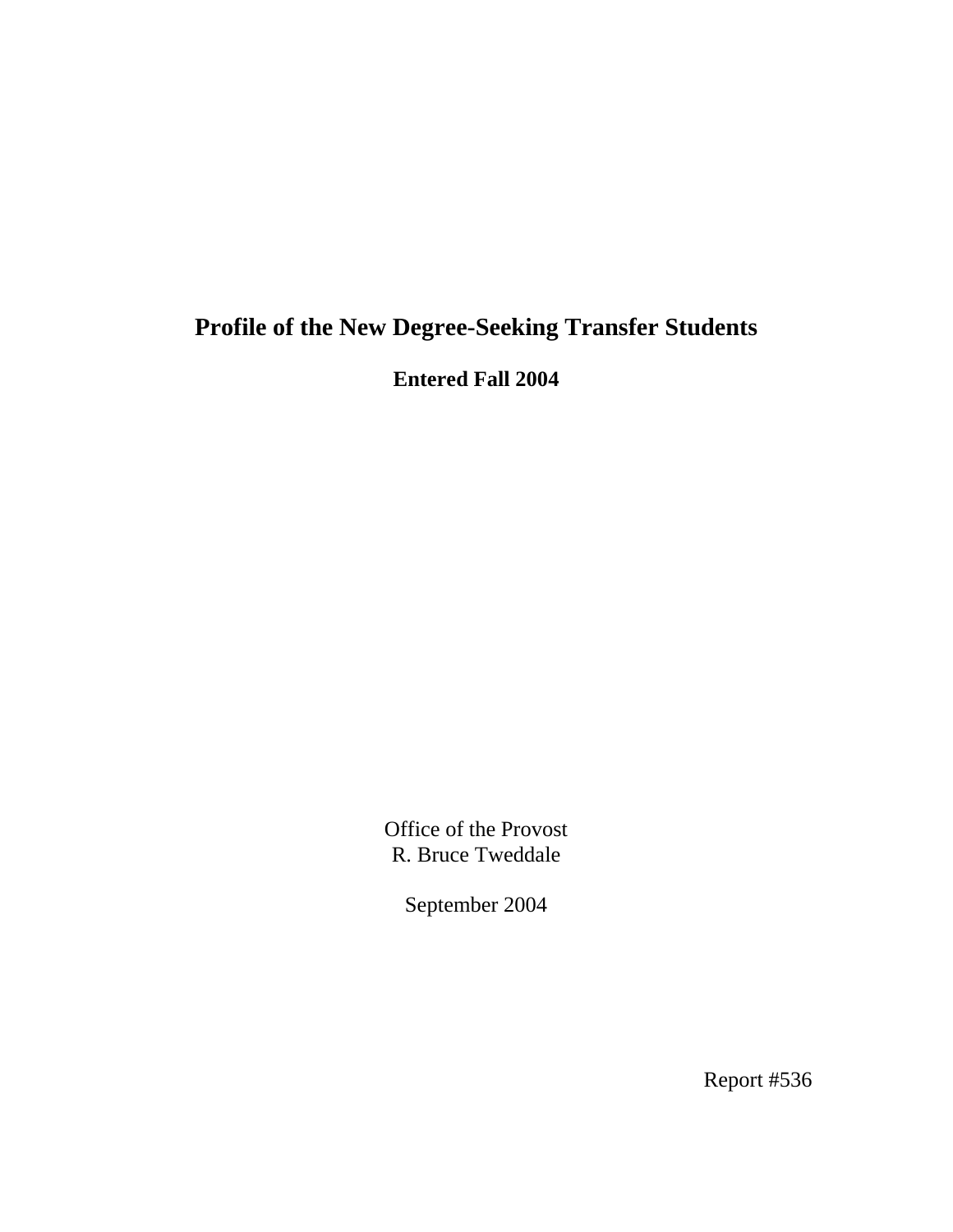# Profile of the New Degree-Seeking Transfer Students

**Entered Fall 2004**

Office of the Provost
R. Bruce Tweddale

September 2004

Report #536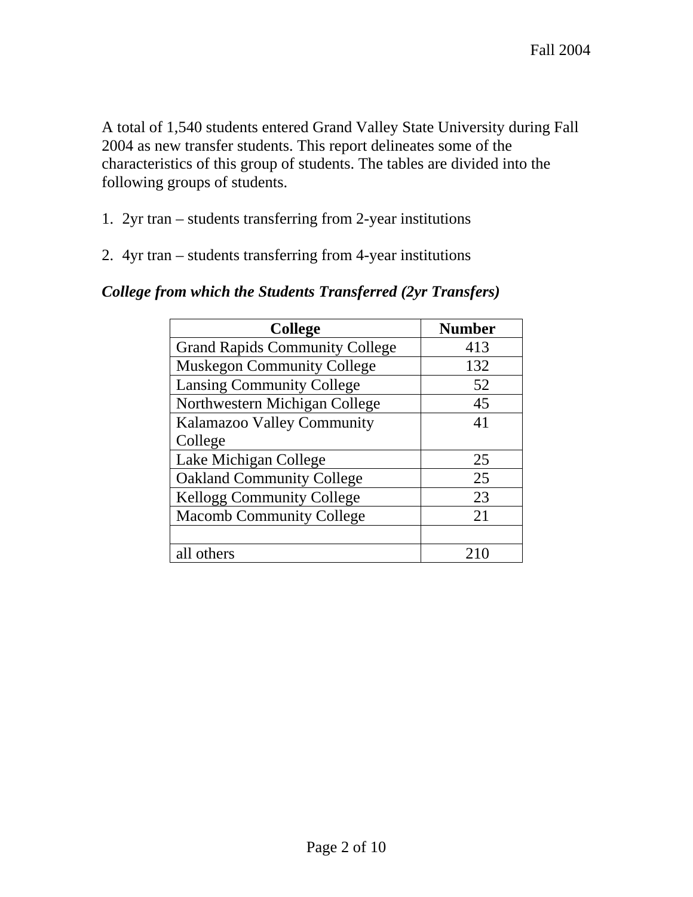A total of 1,540 students entered Grand Valley State University during Fall 2004 as new transfer students. This report delineates some of the characteristics of this group of students. The tables are divided into the following groups of students.

1. 2yr tran – students transferring from 2-year institutions

2. 4yr tran – students transferring from 4-year institutions

***College from which the Students Transferred (2yr Transfers)***

| College | Number |
|---|---|
| Grand Rapids Community College | 413 |
| Muskegon Community College | 132 |
| Lansing Community College | 52 |
| Northwestern Michigan College | 45 |
| Kalamazoo Valley Community College | 41 |
| Lake Michigan College | 25 |
| Oakland Community College | 25 |
| Kellogg Community College | 23 |
| Macomb Community College | 21 |
| | |
| all others | 210 |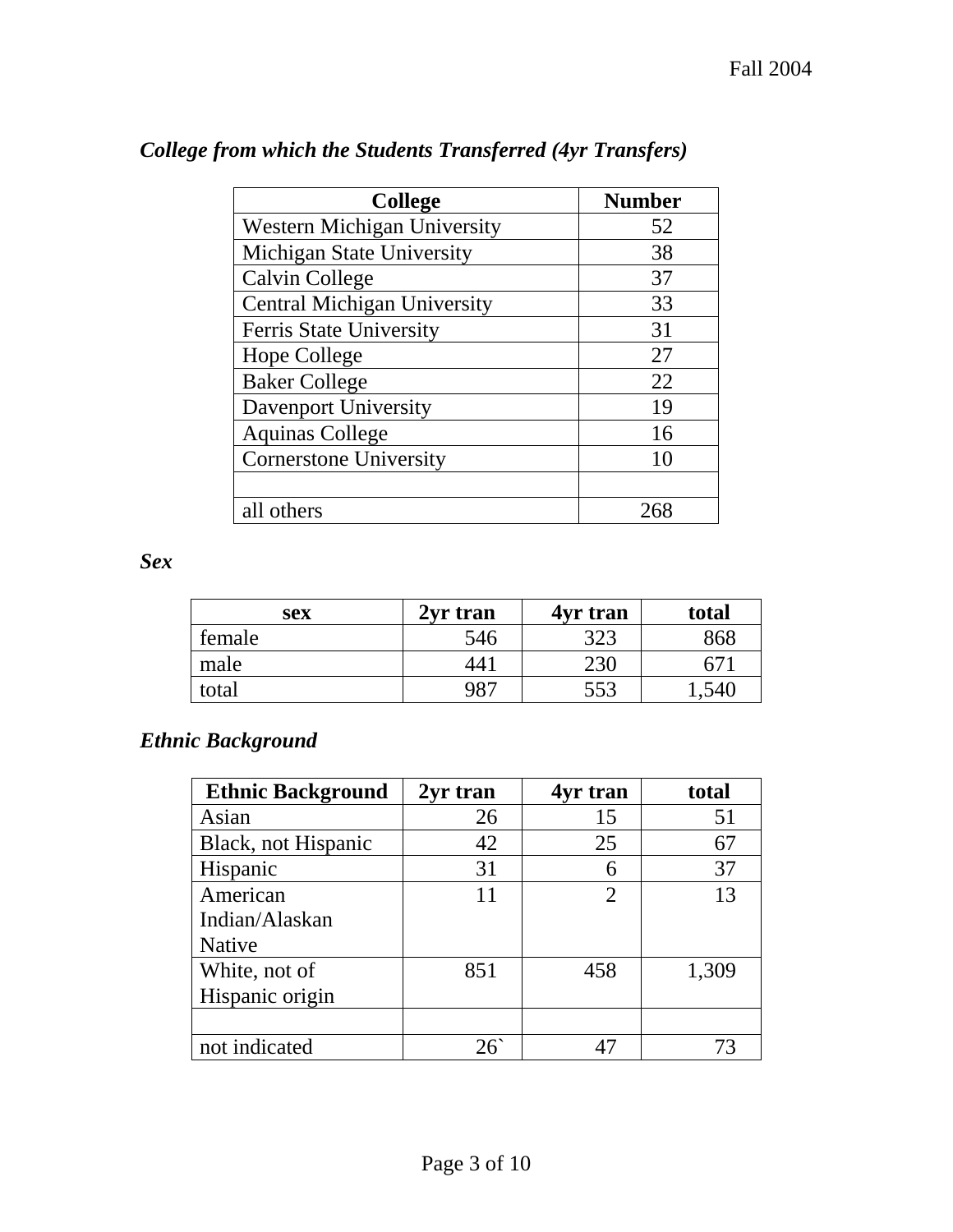### *College from which the Students Transferred (4yr Transfers)*

| College | Number |
|---|---|
| Western Michigan University | 52 |
| Michigan State University | 38 |
| Calvin College | 37 |
| Central Michigan University | 33 |
| Ferris State University | 31 |
| Hope College | 27 |
| Baker College | 22 |
| Davenport University | 19 |
| Aquinas College | 16 |
| Cornerstone University | 10 |
| | |
| all others | 268 |

### *Sex*

| sex | 2yr tran | 4yr tran | total |
|---|---|---|---|
| female | 546 | 323 | 868 |
| male | 441 | 230 | 671 |
| total | 987 | 553 | 1,540 |

### *Ethnic Background*

| Ethnic Background | 2yr tran | 4yr tran | total |
|---|---|---|---|
| Asian | 26 | 15 | 51 |
| Black, not Hispanic | 42 | 25 | 67 |
| Hispanic | 31 | 6 | 37 |
| American Indian/Alaskan Native | 11 | 2 | 13 |
| White, not of Hispanic origin | 851 | 458 | 1,309 |
| | | | |
| not indicated | 26` | 47 | 73 |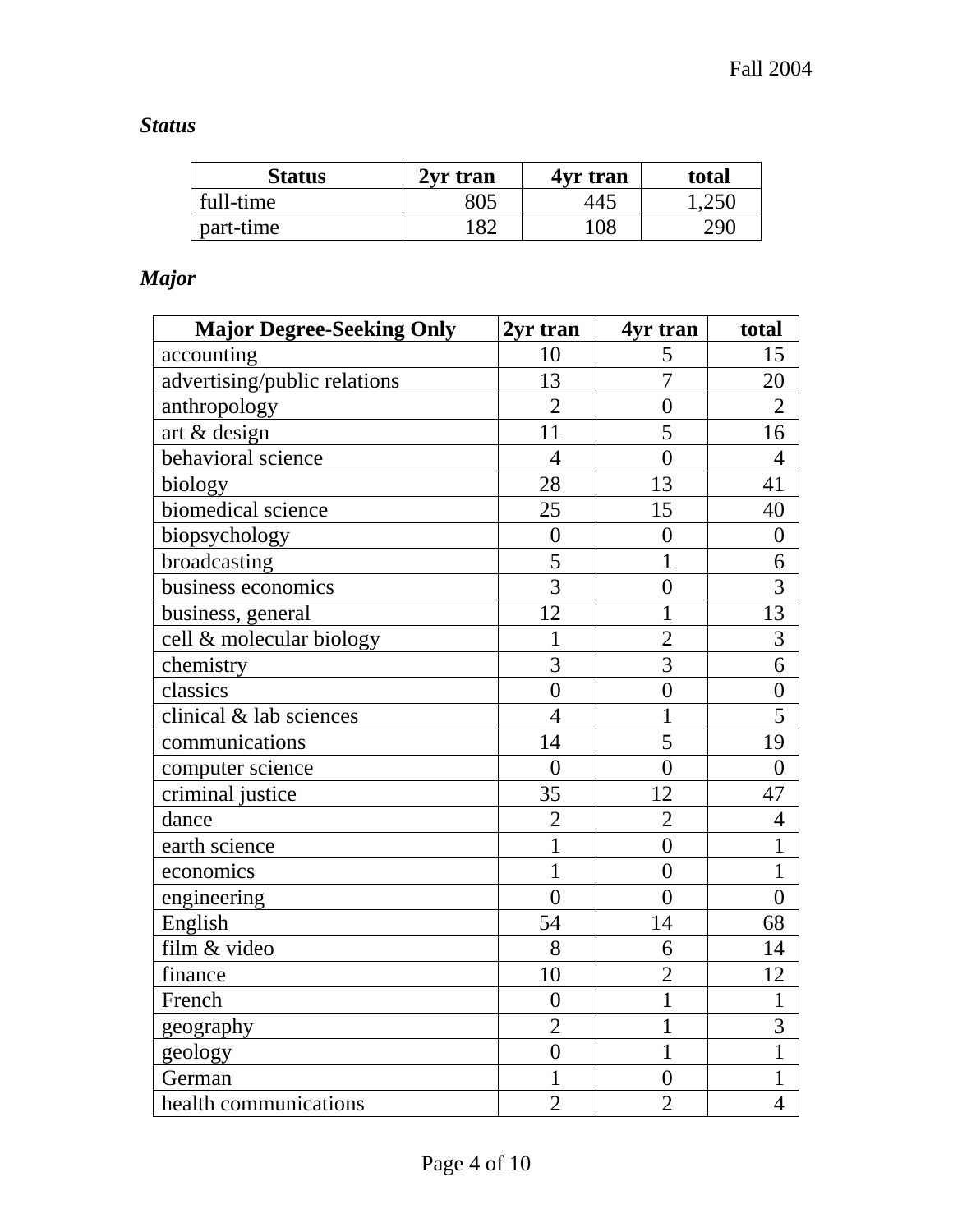***Status***

| Status | 2yr tran | 4yr tran | total |
|---|---|---|---|
| full-time | 805 | 445 | 1,250 |
| part-time | 182 | 108 | 290 |

***Major***

| Major Degree-Seeking Only | 2yr tran | 4yr tran | total |
|---|---|---|---|
| accounting | 10 | 5 | 15 |
| advertising/public relations | 13 | 7 | 20 |
| anthropology | 2 | 0 | 2 |
| art & design | 11 | 5 | 16 |
| behavioral science | 4 | 0 | 4 |
| biology | 28 | 13 | 41 |
| biomedical science | 25 | 15 | 40 |
| biopsychology | 0 | 0 | 0 |
| broadcasting | 5 | 1 | 6 |
| business economics | 3 | 0 | 3 |
| business, general | 12 | 1 | 13 |
| cell & molecular biology | 1 | 2 | 3 |
| chemistry | 3 | 3 | 6 |
| classics | 0 | 0 | 0 |
| clinical & lab sciences | 4 | 1 | 5 |
| communications | 14 | 5 | 19 |
| computer science | 0 | 0 | 0 |
| criminal justice | 35 | 12 | 47 |
| dance | 2 | 2 | 4 |
| earth science | 1 | 0 | 1 |
| economics | 1 | 0 | 1 |
| engineering | 0 | 0 | 0 |
| English | 54 | 14 | 68 |
| film & video | 8 | 6 | 14 |
| finance | 10 | 2 | 12 |
| French | 0 | 1 | 1 |
| geography | 2 | 1 | 3 |
| geology | 0 | 1 | 1 |
| German | 1 | 0 | 1 |
| health communications | 2 | 2 | 4 |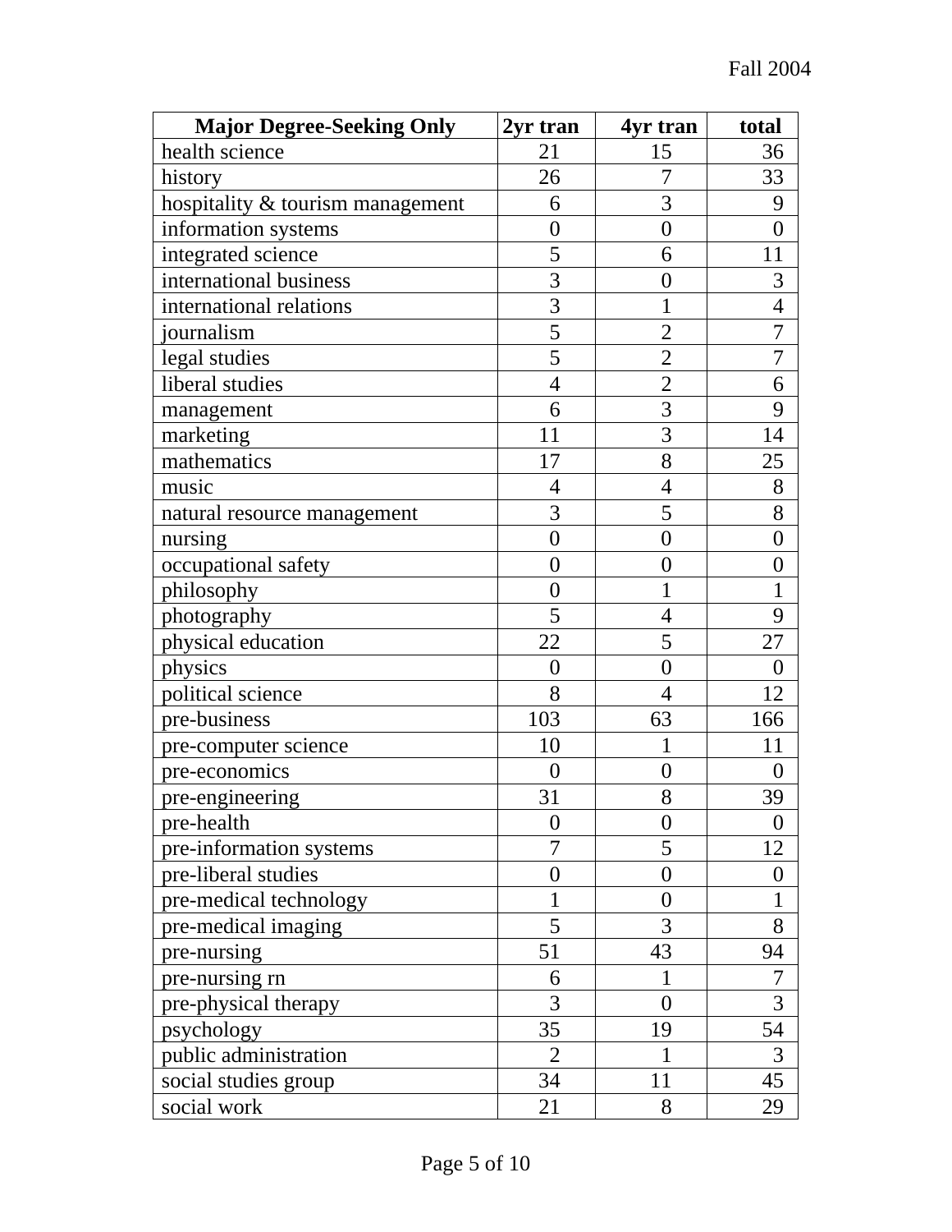| Major Degree-Seeking Only | 2yr tran | 4yr tran | total |
|---|---|---|---|
| health science | 21 | 15 | 36 |
| history | 26 | 7 | 33 |
| hospitality & tourism management | 6 | 3 | 9 |
| information systems | 0 | 0 | 0 |
| integrated science | 5 | 6 | 11 |
| international business | 3 | 0 | 3 |
| international relations | 3 | 1 | 4 |
| journalism | 5 | 2 | 7 |
| legal studies | 5 | 2 | 7 |
| liberal studies | 4 | 2 | 6 |
| management | 6 | 3 | 9 |
| marketing | 11 | 3 | 14 |
| mathematics | 17 | 8 | 25 |
| music | 4 | 4 | 8 |
| natural resource management | 3 | 5 | 8 |
| nursing | 0 | 0 | 0 |
| occupational safety | 0 | 0 | 0 |
| philosophy | 0 | 1 | 1 |
| photography | 5 | 4 | 9 |
| physical education | 22 | 5 | 27 |
| physics | 0 | 0 | 0 |
| political science | 8 | 4 | 12 |
| pre-business | 103 | 63 | 166 |
| pre-computer science | 10 | 1 | 11 |
| pre-economics | 0 | 0 | 0 |
| pre-engineering | 31 | 8 | 39 |
| pre-health | 0 | 0 | 0 |
| pre-information systems | 7 | 5 | 12 |
| pre-liberal studies | 0 | 0 | 0 |
| pre-medical technology | 1 | 0 | 1 |
| pre-medical imaging | 5 | 3 | 8 |
| pre-nursing | 51 | 43 | 94 |
| pre-nursing rn | 6 | 1 | 7 |
| pre-physical therapy | 3 | 0 | 3 |
| psychology | 35 | 19 | 54 |
| public administration | 2 | 1 | 3 |
| social studies group | 34 | 11 | 45 |
| social work | 21 | 8 | 29 |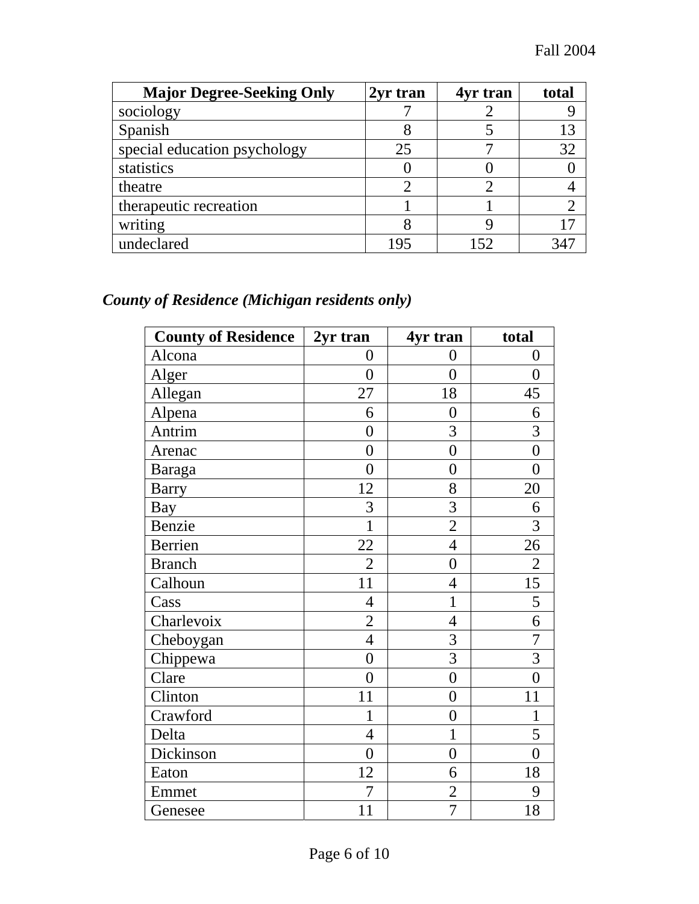| Major Degree-Seeking Only | 2yr tran | 4yr tran | total |
|---|---|---|---|
| sociology | 7 | 2 | 9 |
| Spanish | 8 | 5 | 13 |
| special education psychology | 25 | 7 | 32 |
| statistics | 0 | 0 | 0 |
| theatre | 2 | 2 | 4 |
| therapeutic recreation | 1 | 1 | 2 |
| writing | 8 | 9 | 17 |
| undeclared | 195 | 152 | 347 |

### *County of Residence (Michigan residents only)*

| County of Residence | 2yr tran | 4yr tran | total |
|---|---|---|---|
| Alcona | 0 | 0 | 0 |
| Alger | 0 | 0 | 0 |
| Allegan | 27 | 18 | 45 |
| Alpena | 6 | 0 | 6 |
| Antrim | 0 | 3 | 3 |
| Arenac | 0 | 0 | 0 |
| Baraga | 0 | 0 | 0 |
| Barry | 12 | 8 | 20 |
| Bay | 3 | 3 | 6 |
| Benzie | 1 | 2 | 3 |
| Berrien | 22 | 4 | 26 |
| Branch | 2 | 0 | 2 |
| Calhoun | 11 | 4 | 15 |
| Cass | 4 | 1 | 5 |
| Charlevoix | 2 | 4 | 6 |
| Cheboygan | 4 | 3 | 7 |
| Chippewa | 0 | 3 | 3 |
| Clare | 0 | 0 | 0 |
| Clinton | 11 | 0 | 11 |
| Crawford | 1 | 0 | 1 |
| Delta | 4 | 1 | 5 |
| Dickinson | 0 | 0 | 0 |
| Eaton | 12 | 6 | 18 |
| Emmet | 7 | 2 | 9 |
| Genesee | 11 | 7 | 18 |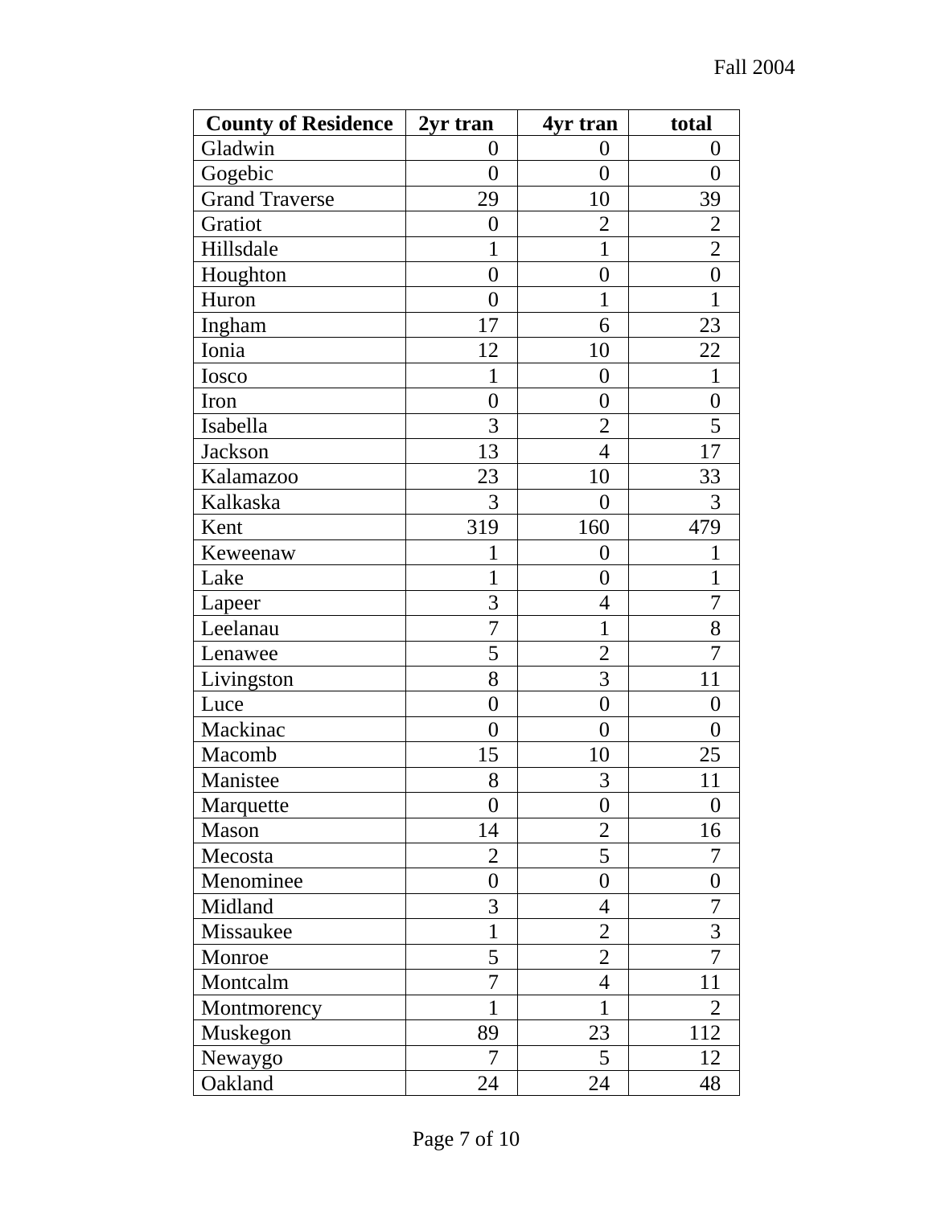| County of Residence | 2yr tran | 4yr tran | total |
|---|---|---|---|
| Gladwin | 0 | 0 | 0 |
| Gogebic | 0 | 0 | 0 |
| Grand Traverse | 29 | 10 | 39 |
| Gratiot | 0 | 2 | 2 |
| Hillsdale | 1 | 1 | 2 |
| Houghton | 0 | 0 | 0 |
| Huron | 0 | 1 | 1 |
| Ingham | 17 | 6 | 23 |
| Ionia | 12 | 10 | 22 |
| Iosco | 1 | 0 | 1 |
| Iron | 0 | 0 | 0 |
| Isabella | 3 | 2 | 5 |
| Jackson | 13 | 4 | 17 |
| Kalamazoo | 23 | 10 | 33 |
| Kalkaska | 3 | 0 | 3 |
| Kent | 319 | 160 | 479 |
| Keweenaw | 1 | 0 | 1 |
| Lake | 1 | 0 | 1 |
| Lapeer | 3 | 4 | 7 |
| Leelanau | 7 | 1 | 8 |
| Lenawee | 5 | 2 | 7 |
| Livingston | 8 | 3 | 11 |
| Luce | 0 | 0 | 0 |
| Mackinac | 0 | 0 | 0 |
| Macomb | 15 | 10 | 25 |
| Manistee | 8 | 3 | 11 |
| Marquette | 0 | 0 | 0 |
| Mason | 14 | 2 | 16 |
| Mecosta | 2 | 5 | 7 |
| Menominee | 0 | 0 | 0 |
| Midland | 3 | 4 | 7 |
| Missaukee | 1 | 2 | 3 |
| Monroe | 5 | 2 | 7 |
| Montcalm | 7 | 4 | 11 |
| Montmorency | 1 | 1 | 2 |
| Muskegon | 89 | 23 | 112 |
| Newaygo | 7 | 5 | 12 |
| Oakland | 24 | 24 | 48 |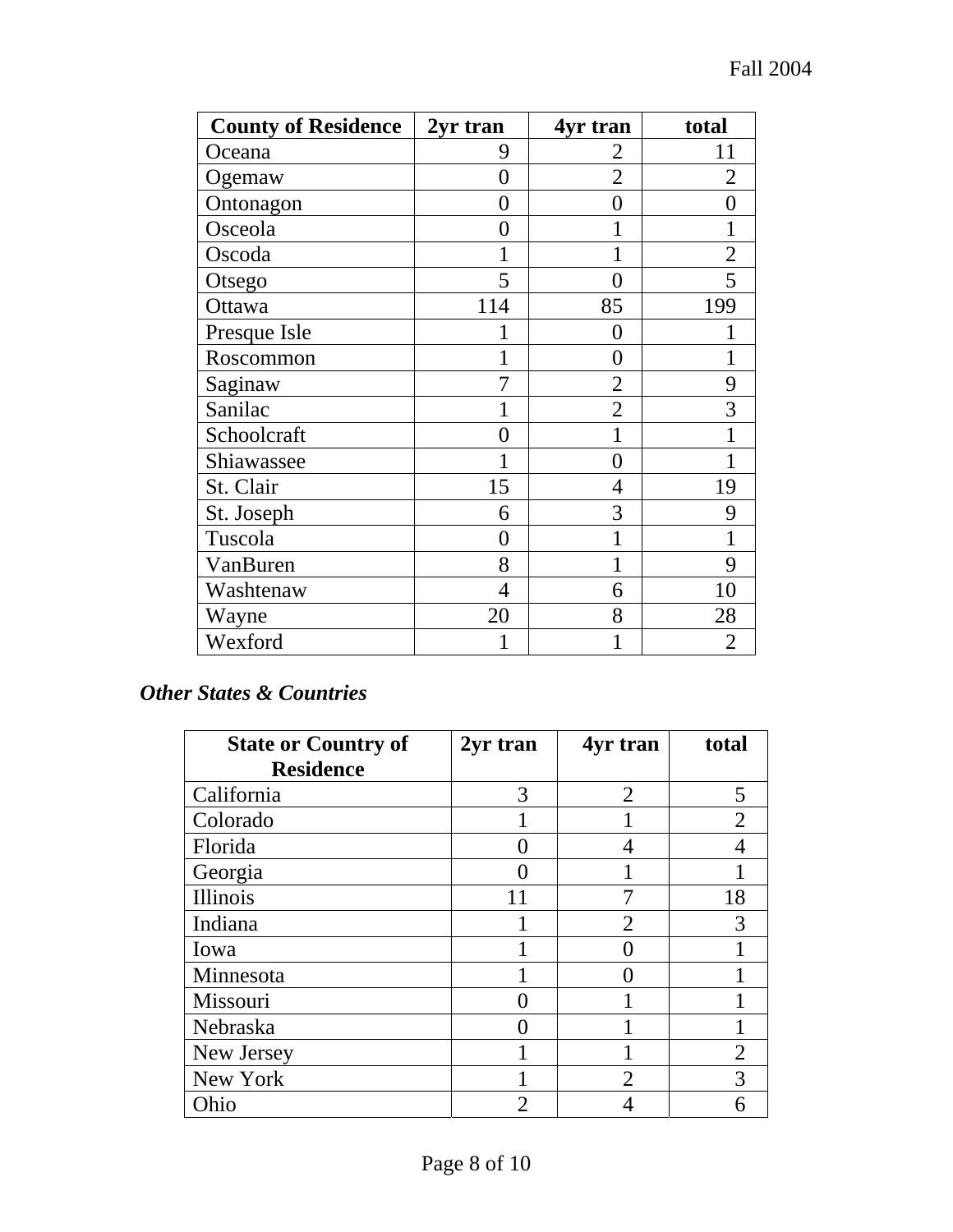| County of Residence | 2yr tran | 4yr tran | total |
|---|---|---|---|
| Oceana | 9 | 2 | 11 |
| Ogemaw | 0 | 2 | 2 |
| Ontonagon | 0 | 0 | 0 |
| Osceola | 0 | 1 | 1 |
| Oscoda | 1 | 1 | 2 |
| Otsego | 5 | 0 | 5 |
| Ottawa | 114 | 85 | 199 |
| Presque Isle | 1 | 0 | 1 |
| Roscommon | 1 | 0 | 1 |
| Saginaw | 7 | 2 | 9 |
| Sanilac | 1 | 2 | 3 |
| Schoolcraft | 0 | 1 | 1 |
| Shiawassee | 1 | 0 | 1 |
| St. Clair | 15 | 4 | 19 |
| St. Joseph | 6 | 3 | 9 |
| Tuscola | 0 | 1 | 1 |
| VanBuren | 8 | 1 | 9 |
| Washtenaw | 4 | 6 | 10 |
| Wayne | 20 | 8 | 28 |
| Wexford | 1 | 1 | 2 |

***Other States & Countries***

| State or Country of Residence | 2yr tran | 4yr tran | total |
|---|---|---|---|
| California | 3 | 2 | 5 |
| Colorado | 1 | 1 | 2 |
| Florida | 0 | 4 | 4 |
| Georgia | 0 | 1 | 1 |
| Illinois | 11 | 7 | 18 |
| Indiana | 1 | 2 | 3 |
| Iowa | 1 | 0 | 1 |
| Minnesota | 1 | 0 | 1 |
| Missouri | 0 | 1 | 1 |
| Nebraska | 0 | 1 | 1 |
| New Jersey | 1 | 1 | 2 |
| New York | 1 | 2 | 3 |
| Ohio | 2 | 4 | 6 |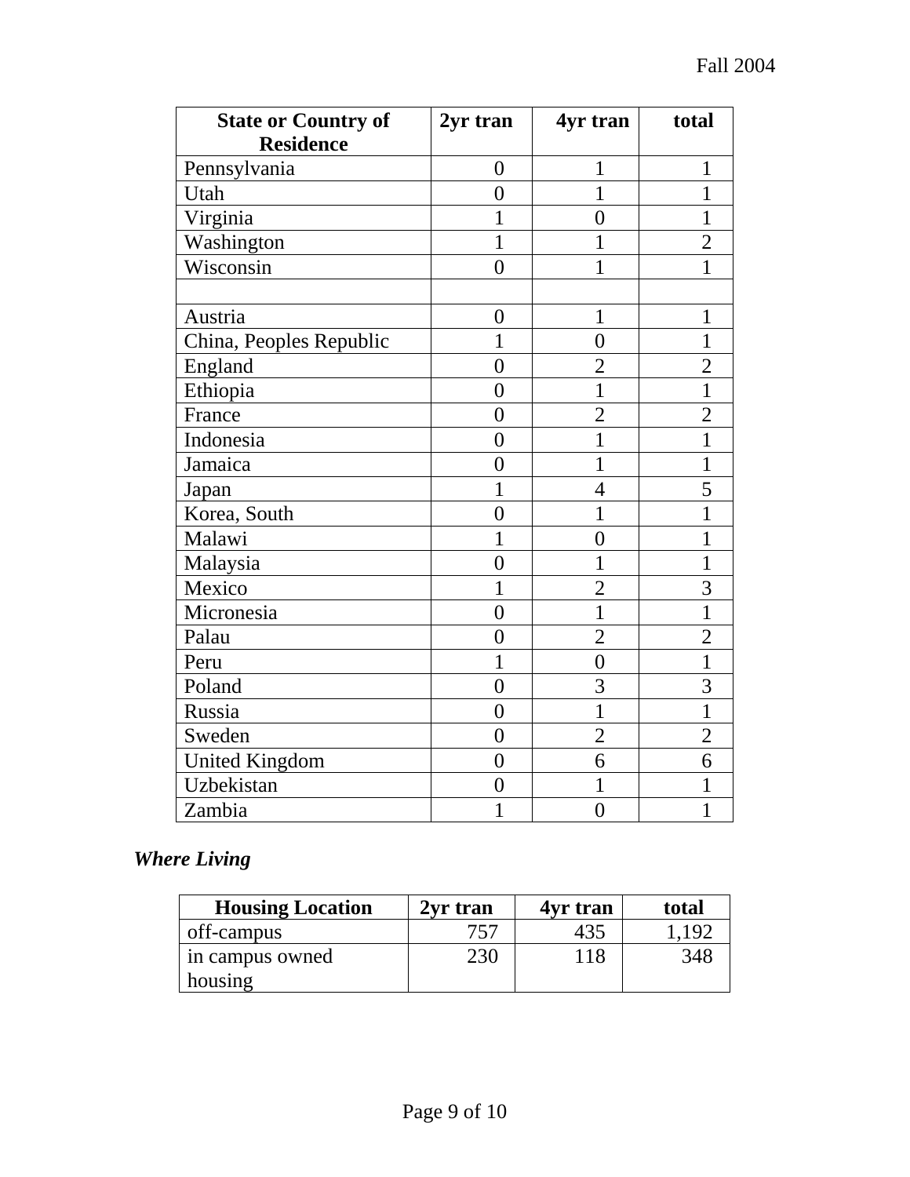| State or Country of Residence | 2yr tran | 4yr tran | total |
|---|---|---|---|
| Pennsylvania | 0 | 1 | 1 |
| Utah | 0 | 1 | 1 |
| Virginia | 1 | 0 | 1 |
| Washington | 1 | 1 | 2 |
| Wisconsin | 0 | 1 | 1 |
| | | | |
| Austria | 0 | 1 | 1 |
| China, Peoples Republic | 1 | 0 | 1 |
| England | 0 | 2 | 2 |
| Ethiopia | 0 | 1 | 1 |
| France | 0 | 2 | 2 |
| Indonesia | 0 | 1 | 1 |
| Jamaica | 0 | 1 | 1 |
| Japan | 1 | 4 | 5 |
| Korea, South | 0 | 1 | 1 |
| Malawi | 1 | 0 | 1 |
| Malaysia | 0 | 1 | 1 |
| Mexico | 1 | 2 | 3 |
| Micronesia | 0 | 1 | 1 |
| Palau | 0 | 2 | 2 |
| Peru | 1 | 0 | 1 |
| Poland | 0 | 3 | 3 |
| Russia | 0 | 1 | 1 |
| Sweden | 0 | 2 | 2 |
| United Kingdom | 0 | 6 | 6 |
| Uzbekistan | 0 | 1 | 1 |
| Zambia | 1 | 0 | 1 |

***Where Living***

| Housing Location | 2yr tran | 4yr tran | total |
|---|---|---|---|
| off-campus | 757 | 435 | 1,192 |
| in campus owned housing | 230 | 118 | 348 |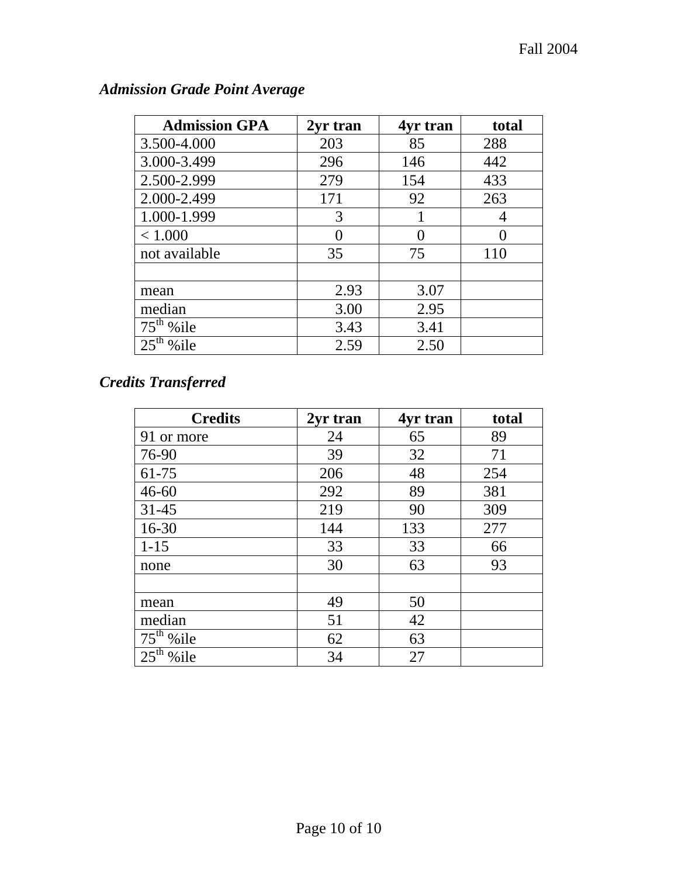*Admission Grade Point Average*

| Admission GPA | 2yr tran | 4yr tran | total |
|---|---|---|---|
| 3.500-4.000 | 203 | 85 | 288 |
| 3.000-3.499 | 296 | 146 | 442 |
| 2.500-2.999 | 279 | 154 | 433 |
| 2.000-2.499 | 171 | 92 | 263 |
| 1.000-1.999 | 3 | 1 | 4 |
| < 1.000 | 0 | 0 | 0 |
| not available | 35 | 75 | 110 |
| | | | |
| mean | 2.93 | 3.07 | |
| median | 3.00 | 2.95 | |
| 75th %ile | 3.43 | 3.41 | |
| 25th %ile | 2.59 | 2.50 | |

*Credits Transferred*

| Credits | 2yr tran | 4yr tran | total |
|---|---|---|---|
| 91 or more | 24 | 65 | 89 |
| 76-90 | 39 | 32 | 71 |
| 61-75 | 206 | 48 | 254 |
| 46-60 | 292 | 89 | 381 |
| 31-45 | 219 | 90 | 309 |
| 16-30 | 144 | 133 | 277 |
| 1-15 | 33 | 33 | 66 |
| none | 30 | 63 | 93 |
| | | | |
| mean | 49 | 50 | |
| median | 51 | 42 | |
| 75th %ile | 62 | 63 | |
| 25th %ile | 34 | 27 | |